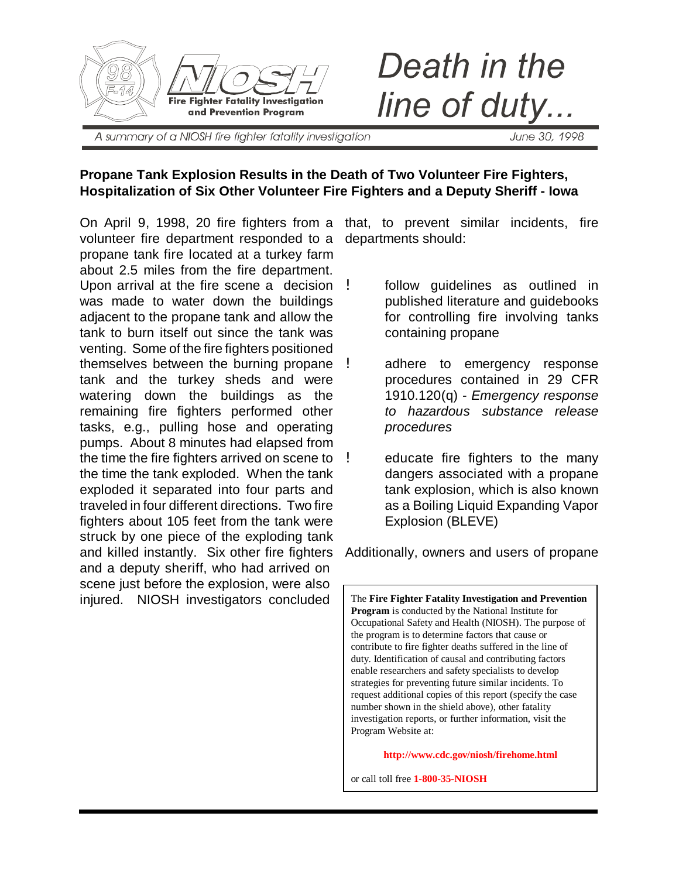98 F-14

NIOSH Fire Fighter Fatality Investigation and Prevention Program

# Death in the line of duty...

*A summary of a NIOSH fire fighter fatality investigation*

June 30, 1998

## Propane Tank Explosion Results in the Death of Two Volunteer Fire Fighters, Hospitalization of Six Other Volunteer Fire Fighters and a Deputy Sheriff - Iowa

On April 9, 1998, 20 fire fighters from a volunteer fire department responded to a propane tank fire located at a turkey farm about 2.5 miles from the fire department. Upon arrival at the fire scene a decision was made to water down the buildings adjacent to the propane tank and allow the tank to burn itself out since the tank was venting. Some of the fire fighters positioned themselves between the burning propane tank and the turkey sheds and were watering down the buildings as the remaining fire fighters performed other tasks, e.g., pulling hose and operating pumps. About 8 minutes had elapsed from the time the fire fighters arrived on scene to the time the tank exploded. When the tank exploded it separated into four parts and traveled in four different directions. Two fire fighters about 105 feet from the tank were struck by one piece of the exploding tank and killed instantly. Six other fire fighters and a deputy sheriff, who had arrived on scene just before the explosion, were also injured. NIOSH investigators concluded that, to prevent similar incidents, fire departments should:

- follow guidelines as outlined in published literature and guidebooks for controlling fire involving tanks containing propane
- adhere to emergency response procedures contained in 29 CFR 1910.120(q) - *Emergency response to hazardous substance release procedures*
- educate fire fighters to the many dangers associated with a propane tank explosion, which is also known as a Boiling Liquid Expanding Vapor Explosion (BLEVE)

Additionally, owners and users of propane

The **Fire Fighter Fatality Investigation and Prevention Program** is conducted by the National Institute for Occupational Safety and Health (NIOSH). The purpose of the program is to determine factors that cause or contribute to fire fighter deaths suffered in the line of duty. Identification of causal and contributing factors enable researchers and safety specialists to develop strategies for preventing future similar incidents. To request additional copies of this report (specify the case number shown in the shield above), other fatality investigation reports, or further information, visit the Program Website at:

**http://www.cdc.gov/niosh/firehome.html**

or call toll free **1-800-35-NIOSH**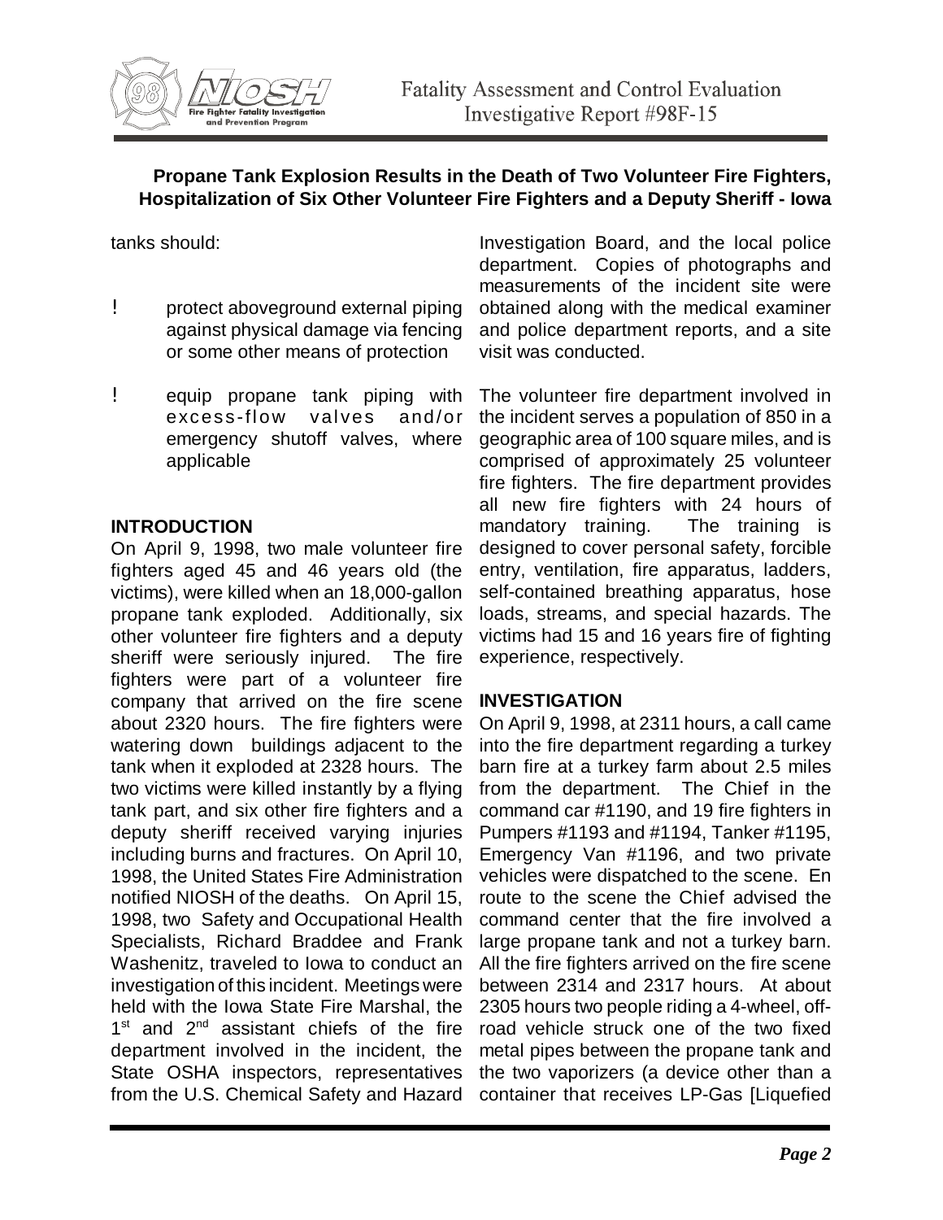tanks should:

- protect aboveground external piping against physical damage via fencing or some other means of protection
- equip propane tank piping with excess-flow valves and/or emergency shutoff valves, where applicable

## INTRODUCTION

On April 9, 1998, two male volunteer fire fighters aged 45 and 46 years old (the victims), were killed when an 18,000-gallon propane tank exploded. Additionally, six other volunteer fire fighters and a deputy sheriff were seriously injured. The fire fighters were part of a volunteer fire company that arrived on the fire scene about 2320 hours. The fire fighters were watering down buildings adjacent to the tank when it exploded at 2328 hours. The two victims were killed instantly by a flying tank part, and six other fire fighters and a deputy sheriff received varying injuries including burns and fractures. On April 10, 1998, the United States Fire Administration notified NIOSH of the deaths. On April 15, 1998, two Safety and Occupational Health Specialists, Richard Braddee and Frank Washenitz, traveled to Iowa to conduct an investigation of this incident. Meetings were held with the Iowa State Fire Marshal, the 1st and 2nd assistant chiefs of the fire department involved in the incident, the State OSHA inspectors, representatives from the U.S. Chemical Safety and Hazard Investigation Board, and the local police department. Copies of photographs and measurements of the incident site were obtained along with the medical examiner and police department reports, and a site visit was conducted.

The volunteer fire department involved in the incident serves a population of 850 in a geographic area of 100 square miles, and is comprised of approximately 25 volunteer fire fighters. The fire department provides all new fire fighters with 24 hours of mandatory training. The training is designed to cover personal safety, forcible entry, ventilation, fire apparatus, ladders, self-contained breathing apparatus, hose loads, streams, and special hazards. The victims had 15 and 16 years fire of fighting experience, respectively.

## INVESTIGATION

On April 9, 1998, at 2311 hours, a call came into the fire department regarding a turkey barn fire at a turkey farm about 2.5 miles from the department. The Chief in the command car #1190, and 19 fire fighters in Pumpers #1193 and #1194, Tanker #1195, Emergency Van #1196, and two private vehicles were dispatched to the scene. En route to the scene the Chief advised the command center that the fire involved a large propane tank and not a turkey barn. All the fire fighters arrived on the fire scene between 2314 and 2317 hours. At about 2305 hours two people riding a 4-wheel, off-road vehicle struck one of the two fixed metal pipes between the propane tank and the two vaporizers (a device other than a container that receives LP-Gas [Liquefied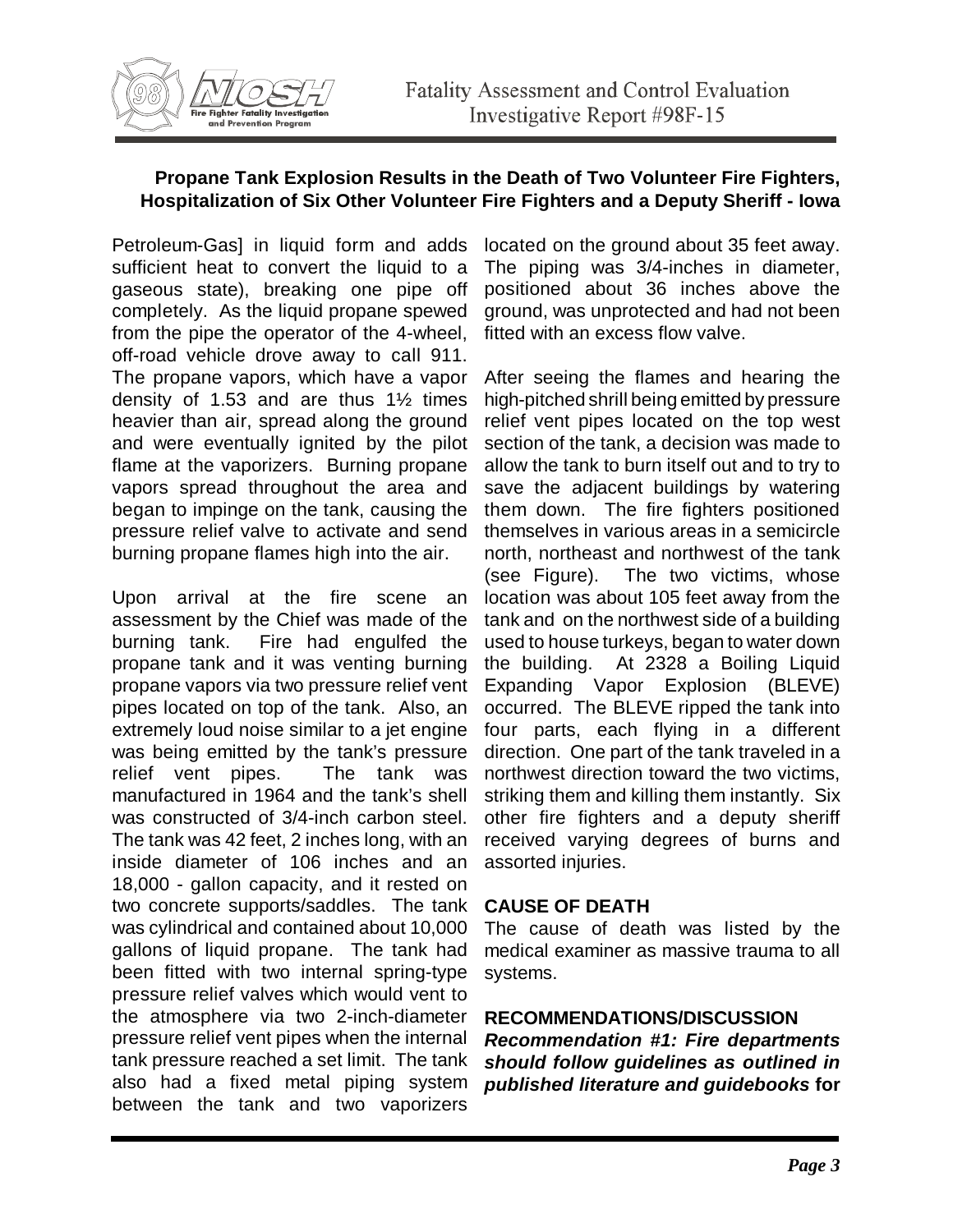Petroleum-Gas] in liquid form and adds sufficient heat to convert the liquid to a gaseous state), breaking one pipe off completely. As the liquid propane spewed from the pipe the operator of the 4-wheel, off-road vehicle drove away to call 911. The propane vapors, which have a vapor density of 1.53 and are thus 1½ times heavier than air, spread along the ground and were eventually ignited by the pilot flame at the vaporizers. Burning propane vapors spread throughout the area and began to impinge on the tank, causing the pressure relief valve to activate and send burning propane flames high into the air.

Upon arrival at the fire scene an assessment by the Chief was made of the burning tank. Fire had engulfed the propane tank and it was venting burning propane vapors via two pressure relief vent pipes located on top of the tank. Also, an extremely loud noise similar to a jet engine was being emitted by the tank's pressure relief vent pipes. The tank was manufactured in 1964 and the tank's shell was constructed of 3/4-inch carbon steel. The tank was 42 feet, 2 inches long, with an inside diameter of 106 inches and an 18,000 - gallon capacity, and it rested on two concrete supports/saddles. The tank was cylindrical and contained about 10,000 gallons of liquid propane. The tank had been fitted with two internal spring-type pressure relief valves which would vent to the atmosphere via two 2-inch-diameter pressure relief vent pipes when the internal tank pressure reached a set limit. The tank also had a fixed metal piping system between the tank and two vaporizers located on the ground about 35 feet away. The piping was 3/4-inches in diameter, positioned about 36 inches above the ground, was unprotected and had not been fitted with an excess flow valve.

After seeing the flames and hearing the high-pitched shrill being emitted by pressure relief vent pipes located on the top west section of the tank, a decision was made to allow the tank to burn itself out and to try to save the adjacent buildings by watering them down. The fire fighters positioned themselves in various areas in a semicircle north, northeast and northwest of the tank (see Figure). The two victims, whose location was about 105 feet away from the tank and on the northwest side of a building used to house turkeys, began to water down the building. At 2328 a Boiling Liquid Expanding Vapor Explosion (BLEVE) occurred. The BLEVE ripped the tank into four parts, each flying in a different direction. One part of the tank traveled in a northwest direction toward the two victims, striking them and killing them instantly. Six other fire fighters and a deputy sheriff received varying degrees of burns and assorted injuries.

## CAUSE OF DEATH

The cause of death was listed by the medical examiner as massive trauma to all systems.

## RECOMMENDATIONS/DISCUSSION

***Recommendation #1: Fire departments should follow guidelines as outlined in published literature and guidebooks*** **for**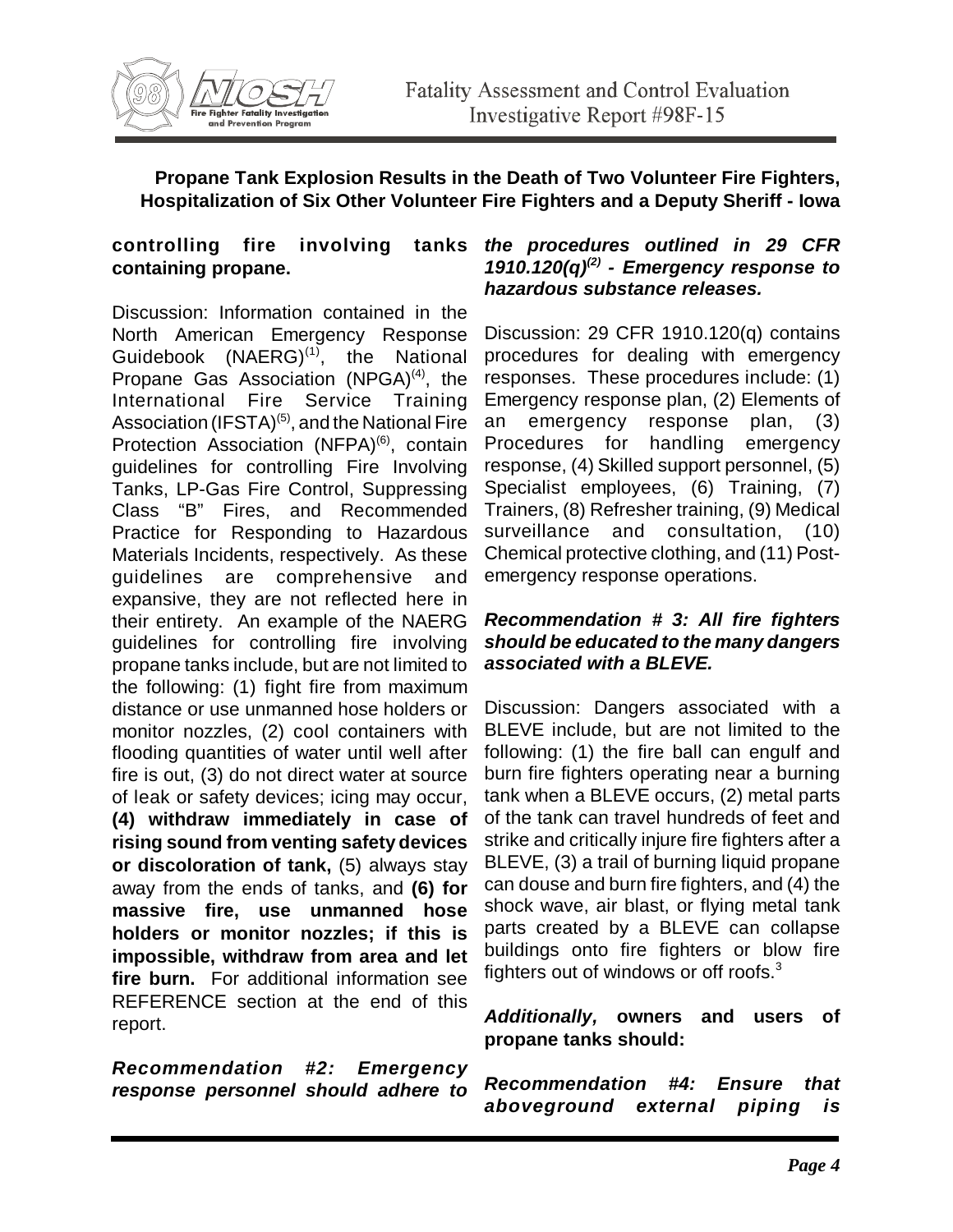**controlling fire involving tanks containing propane.**

Discussion: Information contained in the North American Emergency Response Guidebook (NAERG)[1], the National Propane Gas Association (NPGA)[4], the International Fire Service Training Association (IFSTA)[5], and the National Fire Protection Association (NFPA)[6], contain guidelines for controlling Fire Involving Tanks, LP-Gas Fire Control, Suppressing Class "B" Fires, and Recommended Practice for Responding to Hazardous Materials Incidents, respectively. As these guidelines are comprehensive and expansive, they are not reflected here in their entirety. An example of the NAERG guidelines for controlling fire involving propane tanks include, but are not limited to the following: (1) fight fire from maximum distance or use unmanned hose holders or monitor nozzles, (2) cool containers with flooding quantities of water until well after fire is out, (3) do not direct water at source of leak or safety devices; icing may occur, **(4) withdraw immediately in case of rising sound from venting safety devices or discoloration of tank,** (5) always stay away from the ends of tanks, and **(6) for massive fire, use unmanned hose holders or monitor nozzles; if this is impossible, withdraw from area and let fire burn.** For additional information see REFERENCE section at the end of this report.

***Recommendation #2: Emergency response personnel should adhere to the procedures outlined in 29 CFR 1910.120(q)[2] - Emergency response to hazardous substance releases.***

Discussion: 29 CFR 1910.120(q) contains procedures for dealing with emergency responses. These procedures include: (1) Emergency response plan, (2) Elements of an emergency response plan, (3) Procedures for handling emergency response, (4) Skilled support personnel, (5) Specialist employees, (6) Training, (7) Trainers, (8) Refresher training, (9) Medical surveillance and consultation, (10) Chemical protective clothing, and (11) Post-emergency response operations.

***Recommendation # 3: All fire fighters should be educated to the many dangers associated with a BLEVE.***

Discussion: Dangers associated with a BLEVE include, but are not limited to the following: (1) the fire ball can engulf and burn fire fighters operating near a burning tank when a BLEVE occurs, (2) metal parts of the tank can travel hundreds of feet and strike and critically injure fire fighters after a BLEVE, (3) a trail of burning liquid propane can douse and burn fire fighters, and (4) the shock wave, air blast, or flying metal tank parts created by a BLEVE can collapse buildings onto fire fighters or blow fire fighters out of windows or off roofs.[3]

***Additionally,* owners and users of propane tanks should:**

***Recommendation #4: Ensure that aboveground external piping is***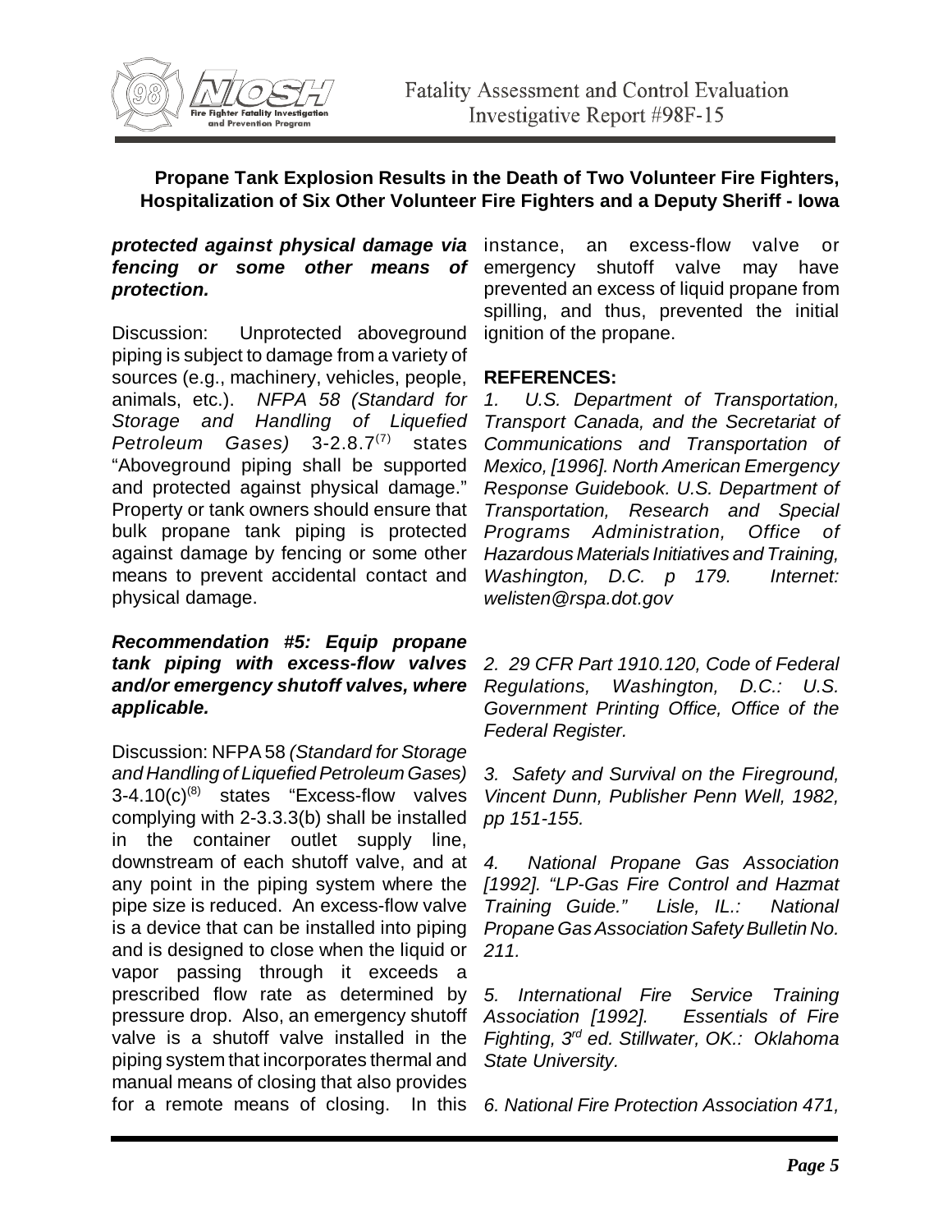***protected against physical damage via fencing or some other means of protection.***

Discussion: Unprotected aboveground piping is subject to damage from a variety of sources (e.g., machinery, vehicles, people, animals, etc.). *NFPA 58 (Standard for Storage and Handling of Liquefied Petroleum Gases)* 3-2.8.7[7] states "Aboveground piping shall be supported and protected against physical damage." Property or tank owners should ensure that bulk propane tank piping is protected against damage by fencing or some other means to prevent accidental contact and physical damage.

***Recommendation #5: Equip propane tank piping with excess-flow valves and/or emergency shutoff valves, where applicable.***

Discussion: NFPA 58 *(Standard for Storage and Handling of Liquefied Petroleum Gases)* 3-4.10(c)[8] states "Excess-flow valves complying with 2-3.3.3(b) shall be installed in the container outlet supply line, downstream of each shutoff valve, and at any point in the piping system where the pipe size is reduced. An excess-flow valve is a device that can be installed into piping and is designed to close when the liquid or vapor passing through it exceeds a prescribed flow rate as determined by pressure drop. Also, an emergency shutoff valve is a shutoff valve installed in the piping system that incorporates thermal and manual means of closing that also provides for a remote means of closing. In this instance, an excess-flow valve or emergency shutoff valve may have prevented an excess of liquid propane from spilling, and thus, prevented the initial ignition of the propane.

**REFERENCES:**

*1. U.S. Department of Transportation, Transport Canada, and the Secretariat of Communications and Transportation of Mexico, [1996]. North American Emergency Response Guidebook. U.S. Department of Transportation, Research and Special Programs Administration, Office of Hazardous Materials Initiatives and Training, Washington, D.C. p 179. Internet: welisten@rspa.dot.gov*

*2. 29 CFR Part 1910.120, Code of Federal Regulations, Washington, D.C.: U.S. Government Printing Office, Office of the Federal Register.*

*3. Safety and Survival on the Fireground, Vincent Dunn, Publisher Penn Well, 1982, pp 151-155.*

*4. National Propane Gas Association [1992]. "LP-Gas Fire Control and Hazmat Training Guide." Lisle, IL.: National Propane Gas Association Safety Bulletin No. 211.*

*5. International Fire Service Training Association [1992]. Essentials of Fire Fighting, 3rd ed. Stillwater, OK.: Oklahoma State University.*

*6. National Fire Protection Association 471,*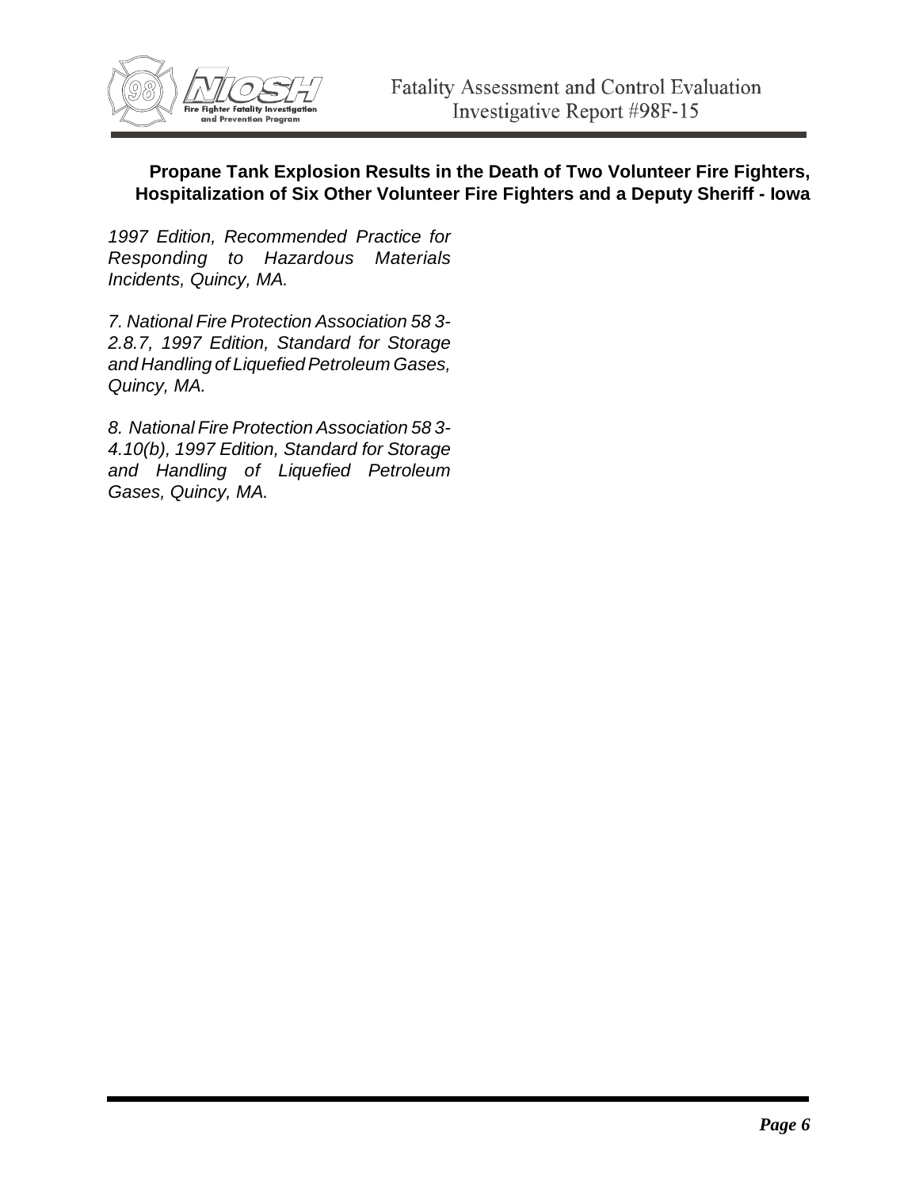*1997 Edition, Recommended Practice for Responding to Hazardous Materials Incidents, Quincy, MA.*

*7. National Fire Protection Association 58 3-2.8.7, 1997 Edition, Standard for Storage and Handling of Liquefied Petroleum Gases, Quincy, MA.*

*8. National Fire Protection Association 58 3-4.10(b), 1997 Edition, Standard for Storage and Handling of Liquefied Petroleum Gases, Quincy, MA.*